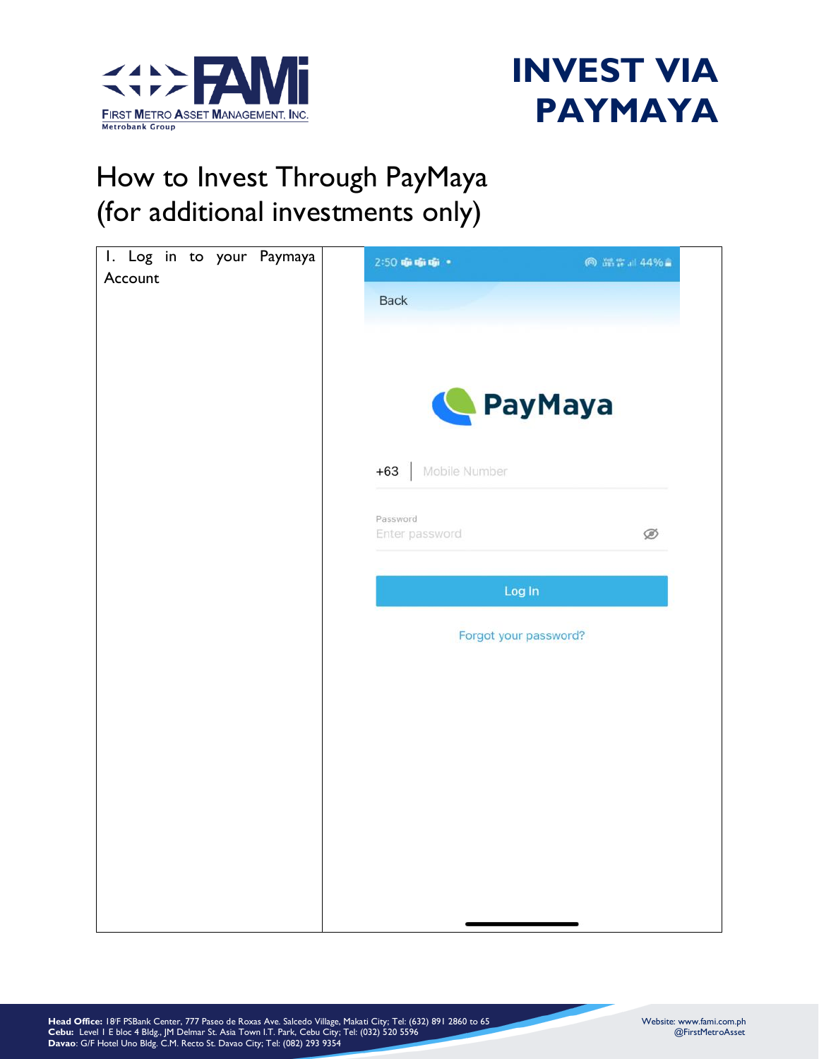# INVEST VIA PAYMAYA

## How to Invest Through PayMaya (for additional investments only)

1. Log in to your Paymaya Account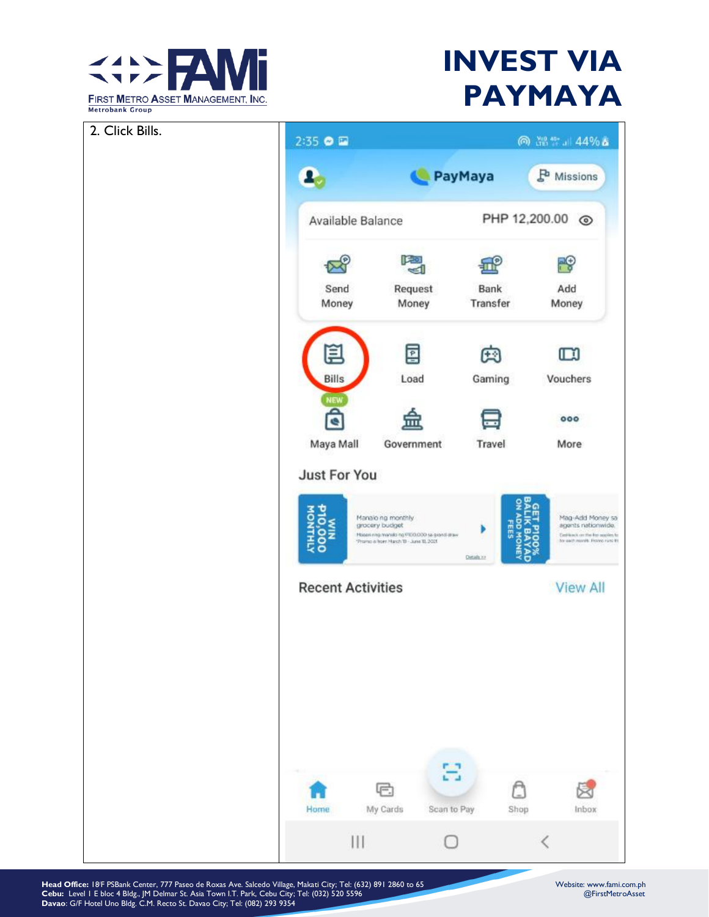# INVEST VIA PAYMAYA

| 2. Click Bills. | |
|---|---|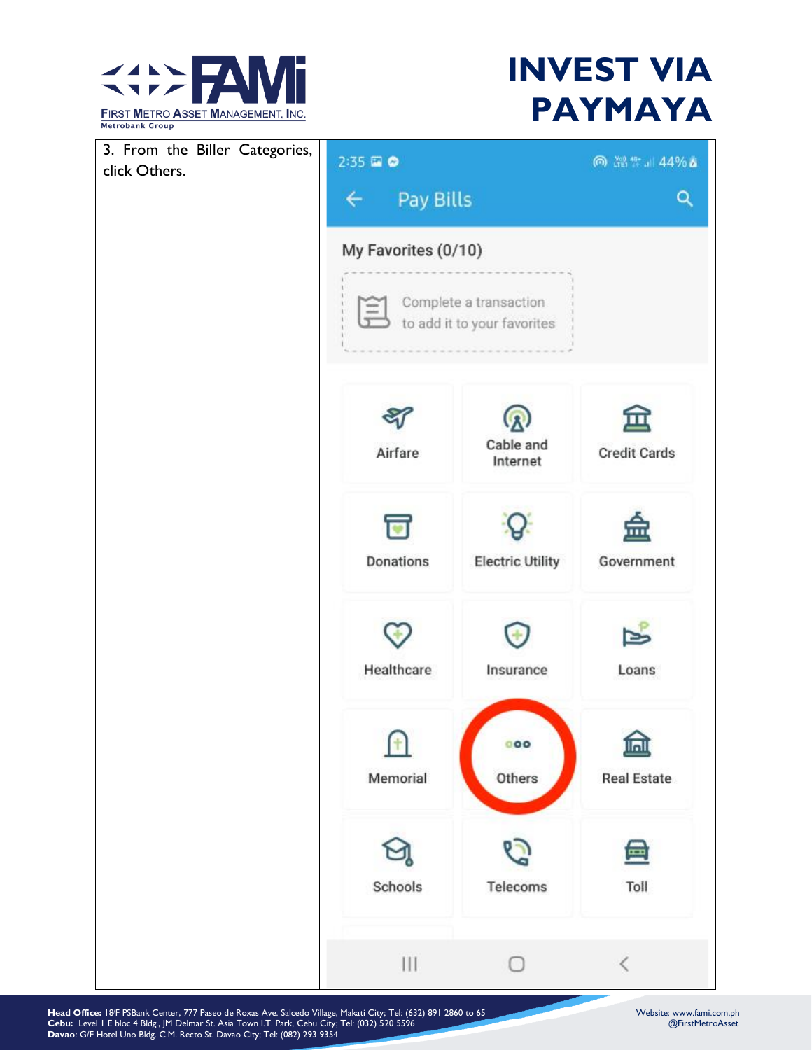# INVEST VIA PAYMAYA

| 3. From the Biller Categories, click Others. | |
| --- | --- |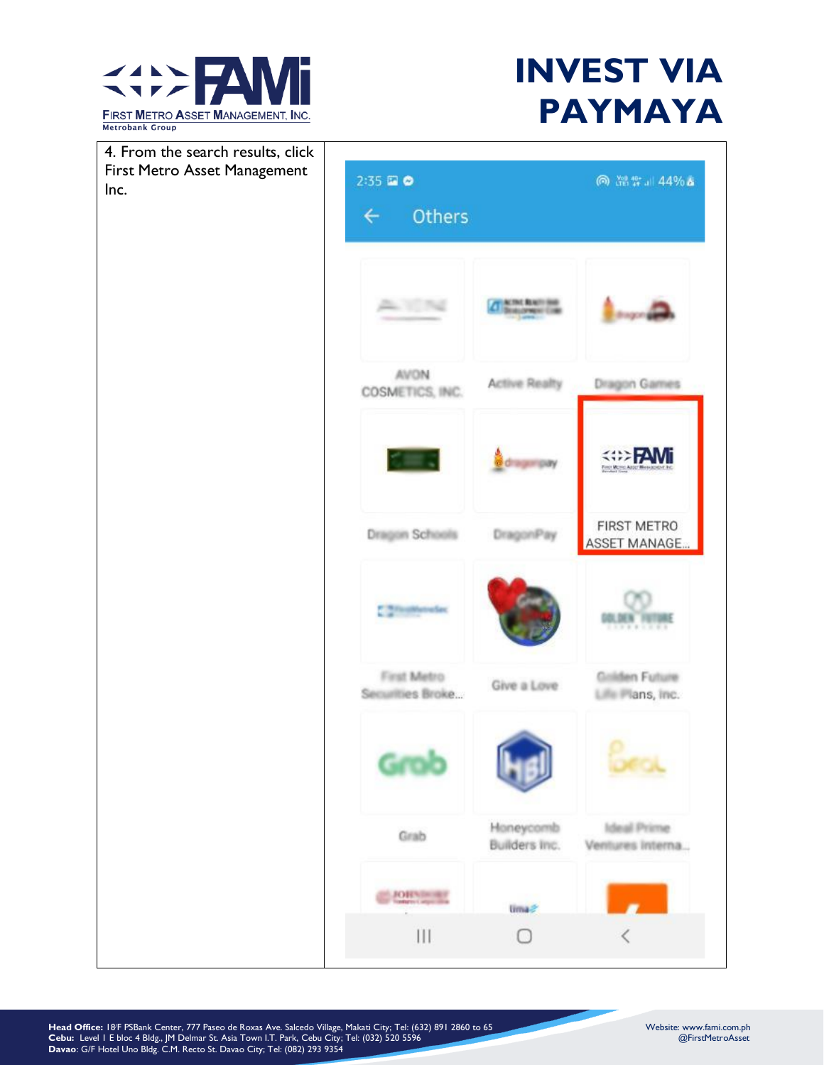# INVEST VIA PAYMAYA

4. From the search results, click First Metro Asset Management Inc.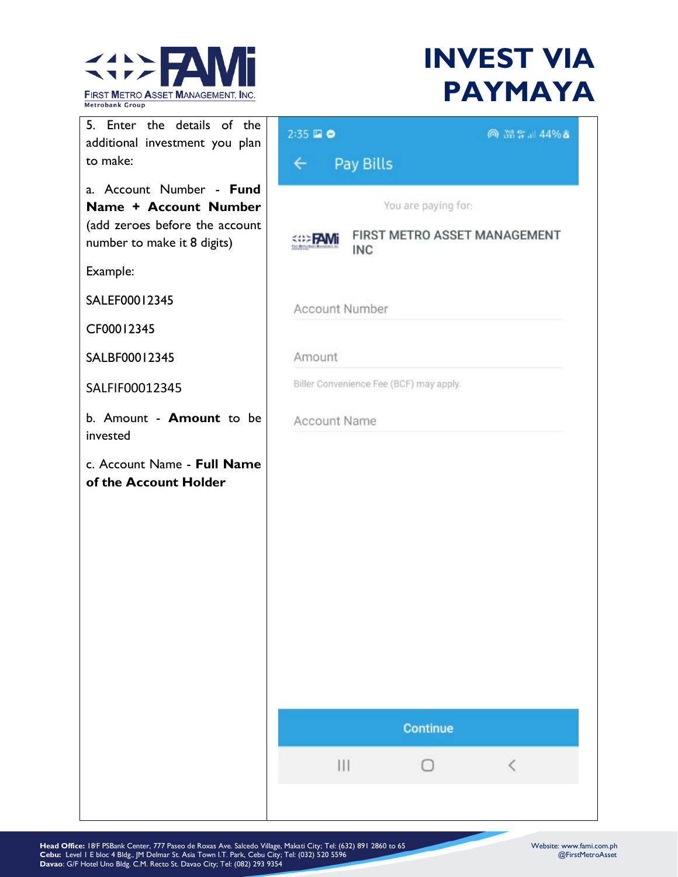# INVEST VIA PAYMAYA

5. Enter the details of the additional investment you plan to make:

a. Account Number - **Fund Name + Account Number** (add zeroes before the account number to make it 8 digits)

Example:

SALEF00012345

CF00012345

SALBF00012345

SALFIF00012345

b. Amount - **Amount** to be invested

c. Account Name - **Full Name of the Account Holder**

2:35

Pay Bills

You are paying for:

FIRST METRO ASSET MANAGEMENT INC

Account Number

Amount

Biller Convenience Fee (BCF) may apply.

Account Name

Continue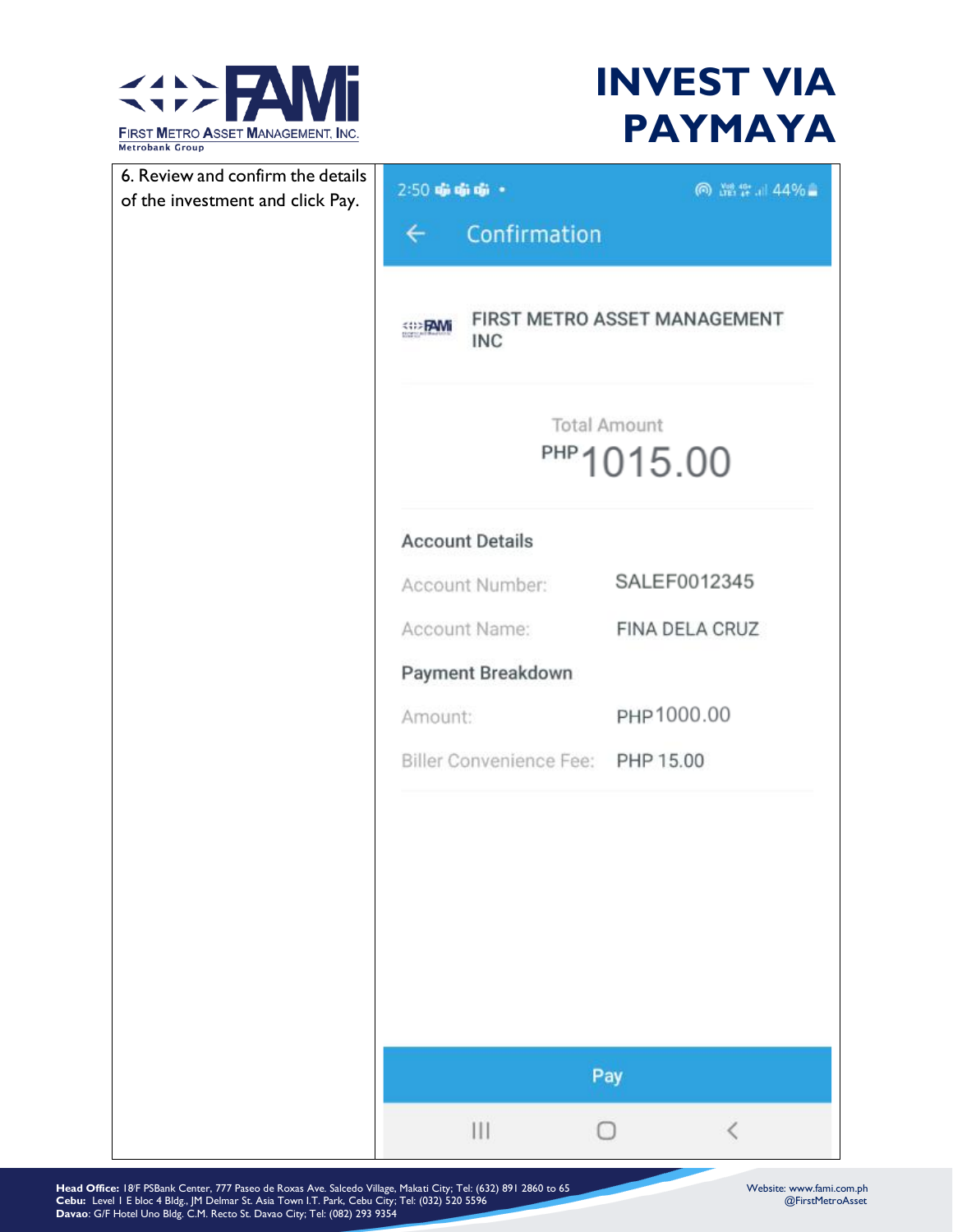# INVEST VIA PAYMAYA

| | |
|---|---|
| 6. Review and confirm the details of the investment and click Pay. | Confirmation<br><br>FIRST METRO ASSET MANAGEMENT INC<br><br>Total Amount<br>PHP1015.00<br><br>**Account Details**<br>Account Number: SALEF0012345<br>Account Name: FINA DELA CRUZ<br><br>**Payment Breakdown**<br>Amount: PHP1000.00<br>Biller Convenience Fee: PHP 15.00<br><br>Pay |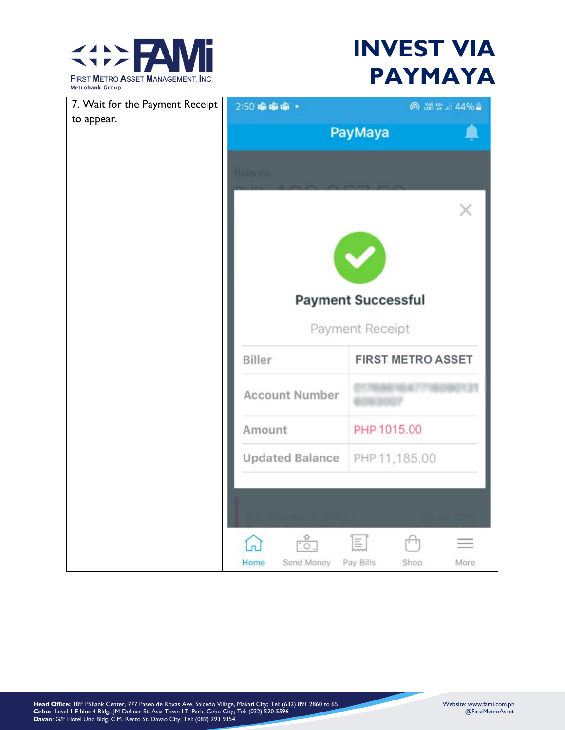# INVEST VIA PAYMAYA

| | |
|---|---|
| 7. Wait for the Payment Receipt to appear. | 2:50 PayMaya<br>Payment Successful<br>Payment Receipt<br>Biller: FIRST METRO ASSET<br>Account Number<br>Amount: PHP 1015.00<br>Updated Balance: PHP 11,185.00<br>Home Send Money Pay Bills Shop More |

**Head Office:** 18/F PSBank Center, 777 Paseo de Roxas Ave. Salcedo Village, Makati City; Tel: (632) 891 2860 to 65
**Cebu:** Level 1 E bloc 4 Bldg., JM Delmar St. Asia Town I.T. Park, Cebu City; Tel: (032) 520 5596
**Davao**: G/F Hotel Uno Bldg. C.M. Recto St. Davao City; Tel: (082) 293 9354

Website: www.fami.com.ph
@FirstMetroAsset